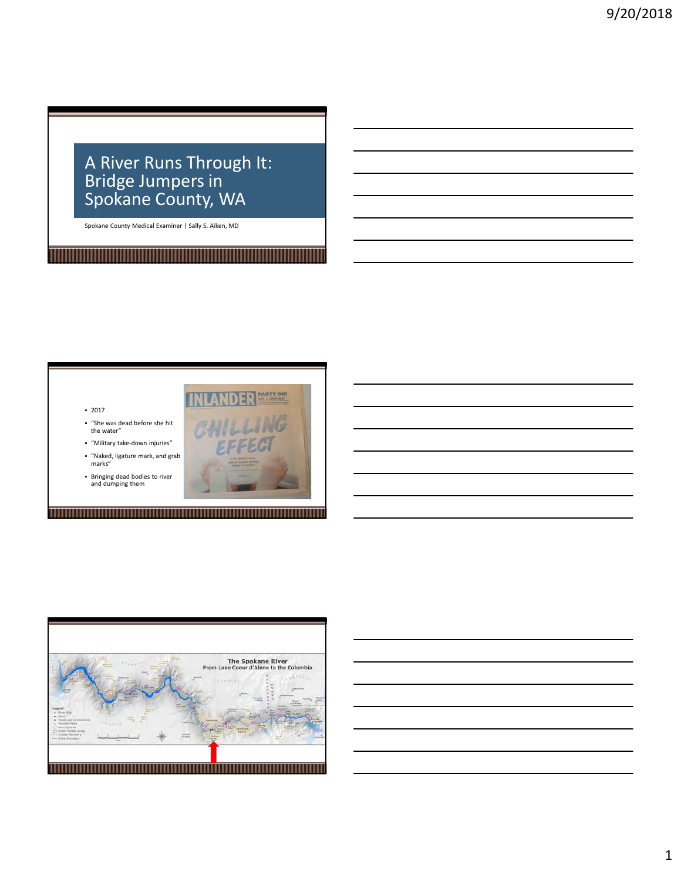# A River Runs Through It: Bridge Jumpers in Spokane County, WA

Spokane County Medical Examiner | Sally S. Aiken, MD

- 2017
- "She was dead before she hit the water"
- "Military take-down injuries"
- "Naked, ligature mark, and grab marks"
- Bringing dead bodies to river and dumping them

INLANDER

CHILLING EFFECT

The Spokane River
From Lake Coeur d'Alene to the Columbia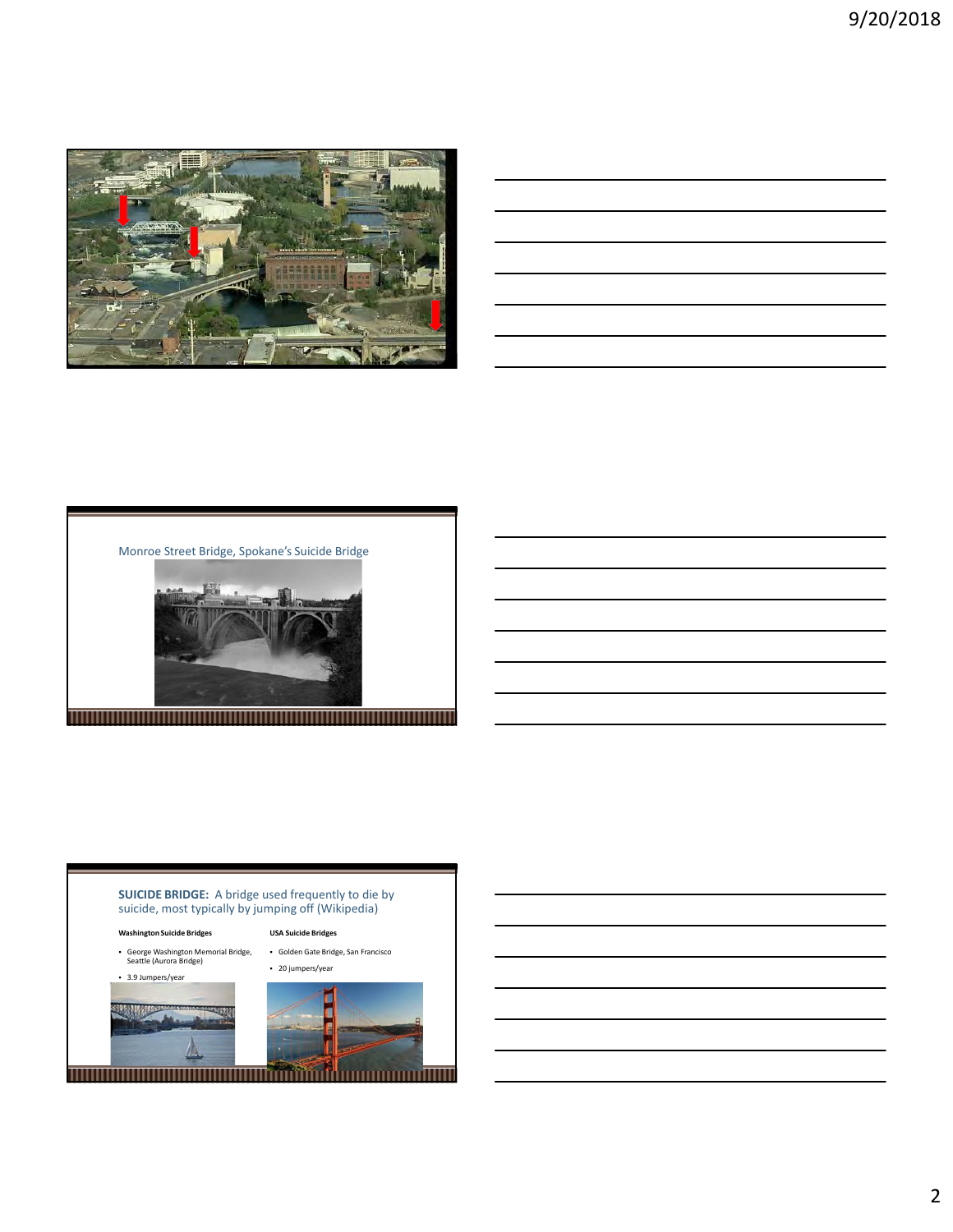Monroe Street Bridge, Spokane's Suicide Bridge

**SUICIDE BRIDGE:** A bridge used frequently to die by suicide, most typically by jumping off (Wikipedia)

**Washington Suicide Bridges**

- George Washington Memorial Bridge, Seattle (Aurora Bridge)
- 3.9 Jumpers/year

**USA Suicide Bridges**

- Golden Gate Bridge, San Francisco
- 20 jumpers/year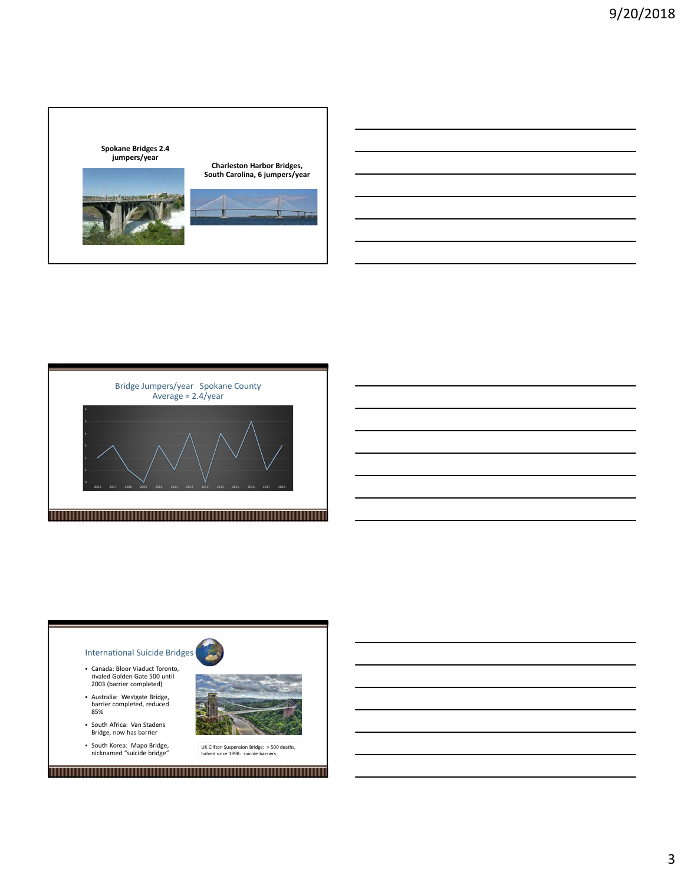**Spokane Bridges 2.4 jumpers/year**

**Charleston Harbor Bridges, South Carolina, 6 jumpers/year**

Bridge Jumpers/year Spokane County
Average = 2.4/year

## International Suicide Bridges

- Canada: Bloor Viaduct Toronto, rivaled Golden Gate 500 until 2003 (barrier completed)
- Australia: Westgate Bridge, barrier completed, reduced 85%
- South Africa: Van Stadens Bridge, now has barrier
- South Korea: Mapo Bridge, nicknamed "suicide bridge"

UK Clifton Suspension Bridge: > 500 deaths, halved since 1998: suicide barriers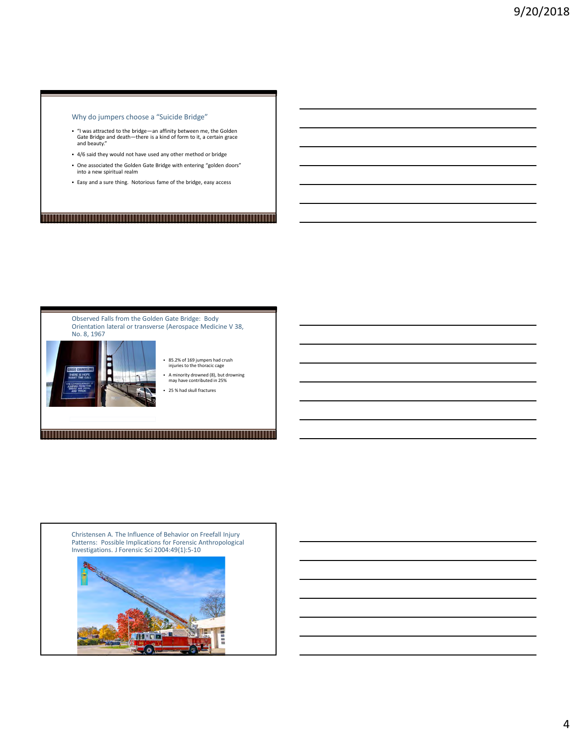## Why do jumpers choose a "Suicide Bridge"

- "I was attracted to the bridge—an affinity between me, the Golden Gate Bridge and death—there is a kind of form to it, a certain grace and beauty."
- 4/6 said they would not have used any other method or bridge
- One associated the Golden Gate Bridge with entering "golden doors" into a new spiritual realm
- Easy and a sure thing. Notorious fame of the bridge, easy access

## Observed Falls from the Golden Gate Bridge: Body Orientation lateral or transverse (Aerospace Medicine V 38, No. 8, 1967

- 85.2% of 169 jumpers had crush injuries to the thoracic cage
- A minority drowned (8), but drowning may have contributed in 25%
- 25 % had skull fractures

## Christensen A. The Influence of Behavior on Freefall Injury Patterns: Possible Implications for Forensic Anthropological Investigations. J Forensic Sci 2004:49(1):5-10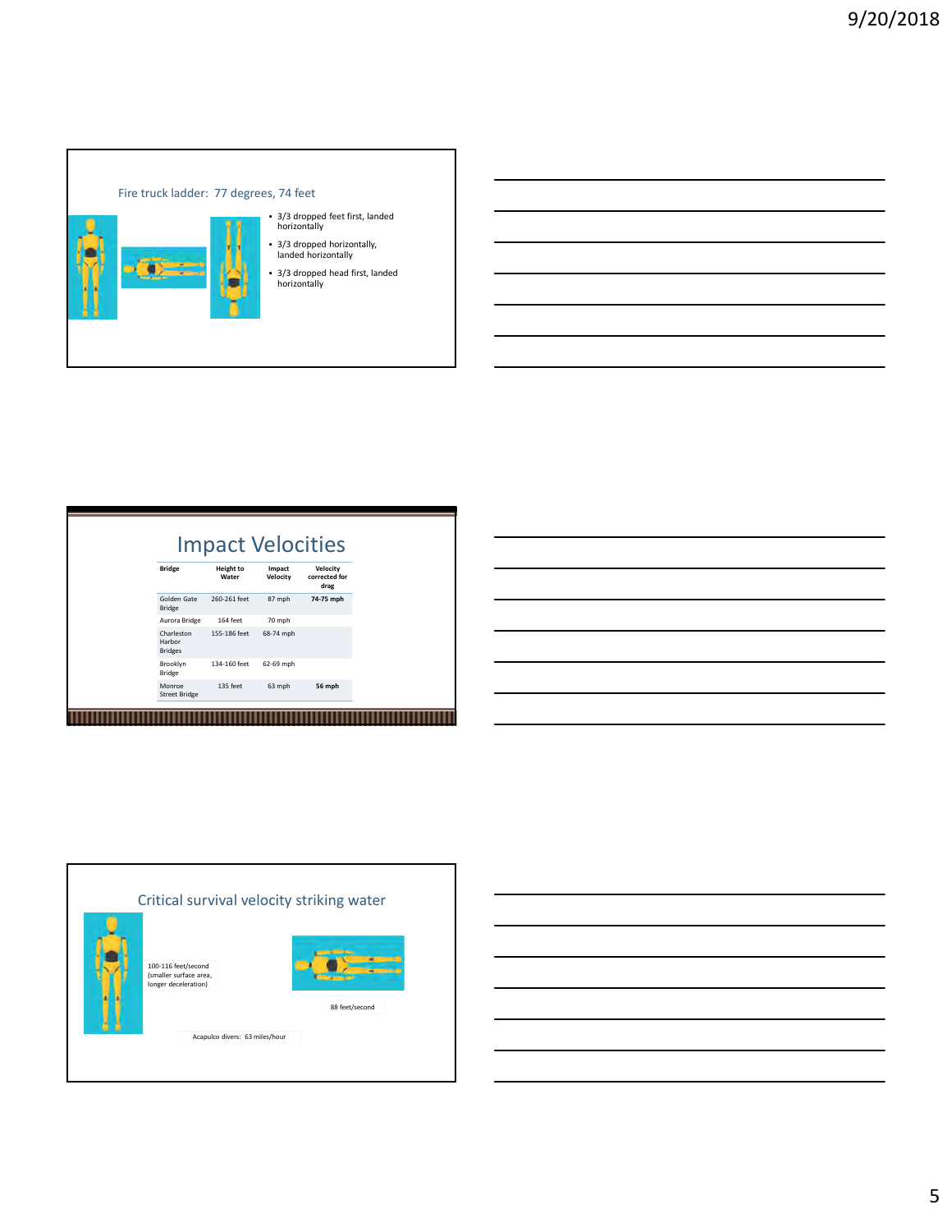## Fire truck ladder: 77 degrees, 74 feet

- 3/3 dropped feet first, landed horizontally
- 3/3 dropped horizontally, landed horizontally
- 3/3 dropped head first, landed horizontally

## Impact Velocities

| Bridge | Height to Water | Impact Velocity | Velocity corrected for drag |
|---|---|---|---|
| Golden Gate Bridge | 260-261 feet | 87 mph | **74-75 mph** |
| Aurora Bridge | 164 feet | 70 mph | |
| Charleston Harbor Bridges | 155-186 feet | 68-74 mph | |
| Brooklyn Bridge | 134-160 feet | 62-69 mph | |
| Monroe Street Bridge | 135 feet | 63 mph | **56 mph** |

## Critical survival velocity striking water

100-116 feet/second (smaller surface area, longer deceleration)

88 feet/second

Acapulco divers: 63 miles/hour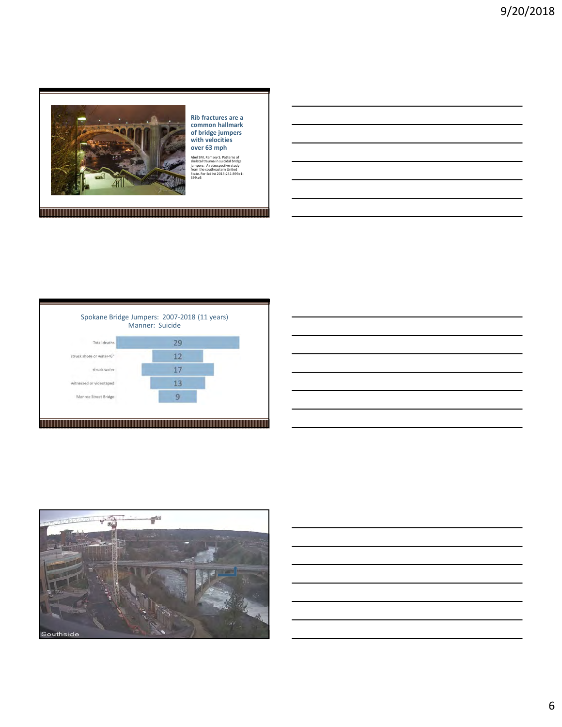**Rib fractures are a common hallmark of bridge jumpers with velocities over 63 mph**

Abel SM, Ramsey S. Patterns of skeletal trauma in suicidal bridge jumpers: A retrospective study from the southeastern United State. For Sci Int 2013;231:399e1-399.e5

Spokane Bridge Jumpers: 2007-2018 (11 years)
Manner: Suicide

| | |
|---|---|
| Total deaths | 29 |
| struck shore or water<6" | 12 |
| struck water | 17 |
| witnessed or videotaped | 13 |
| Monroe Street Bridge | 9 |

Southside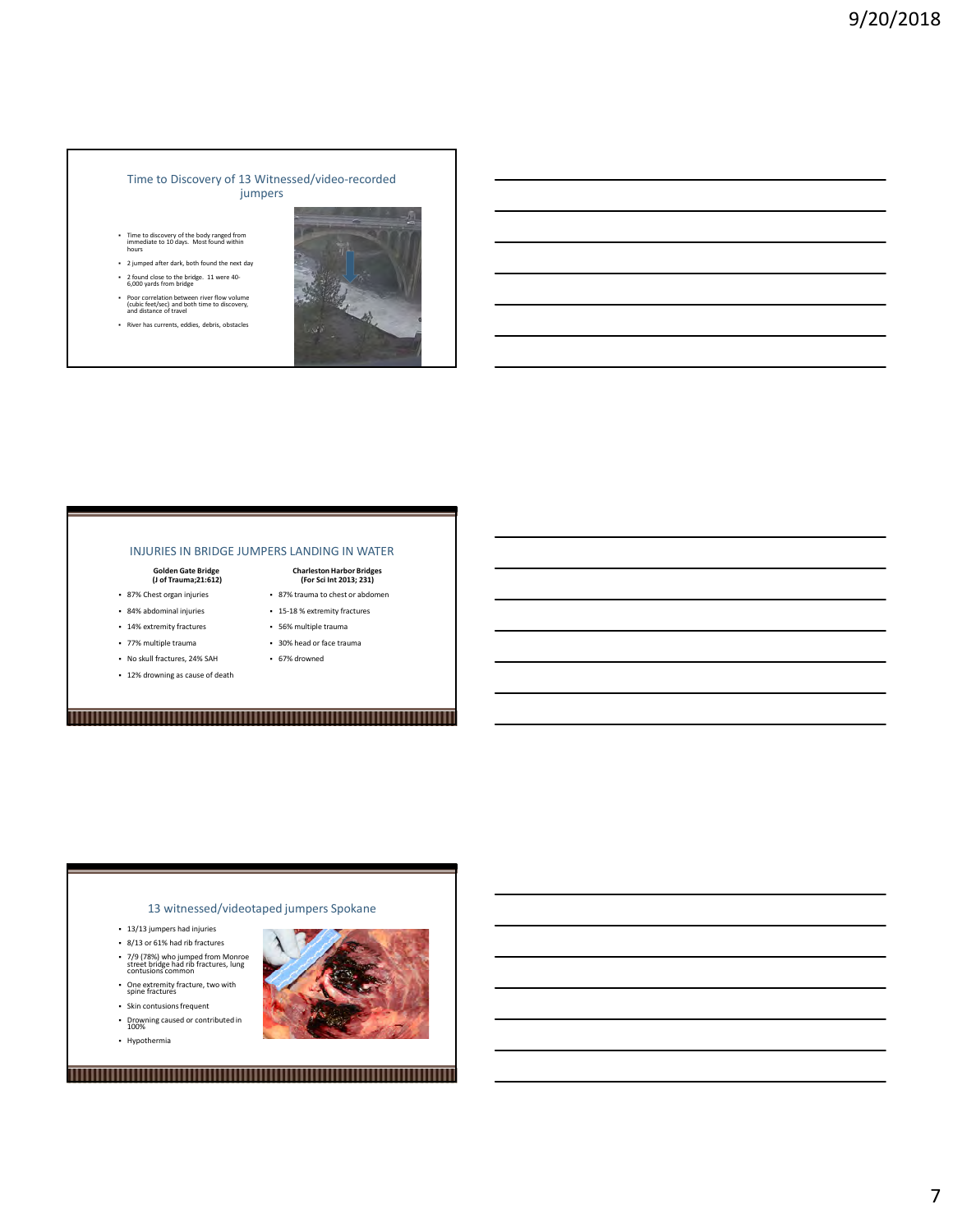## Time to Discovery of 13 Witnessed/video-recorded jumpers

- Time to discovery of the body ranged from immediate to 10 days. Most found within hours
- 2 jumped after dark, both found the next day
- 2 found close to the bridge. 11 were 40-6,000 yards from bridge
- Poor correlation between river flow volume (cubic feet/sec) and both time to discovery, and distance of travel
- River has currents, eddies, debris, obstacles

## INJURIES IN BRIDGE JUMPERS LANDING IN WATER

**Golden Gate Bridge (J of Trauma;21:612)**

- 87% Chest organ injuries
- 84% abdominal injuries
- 14% extremity fractures
- 77% multiple trauma
- No skull fractures, 24% SAH
- 12% drowning as cause of death

**Charleston Harbor Bridges (For Sci Int 2013; 231)**

- 87% trauma to chest or abdomen
- 15-18 % extremity fractures
- 56% multiple trauma
- 30% head or face trauma
- 67% drowned

## 13 witnessed/videotaped jumpers Spokane

- 13/13 jumpers had injuries
- 8/13 or 61% had rib fractures
- 7/9 (78%) who jumped from Monroe street bridge had rib fractures, lung contusions common
- One extremity fracture, two with spine fractures
- Skin contusions frequent
- Drowning caused or contributed in 100%
- Hypothermia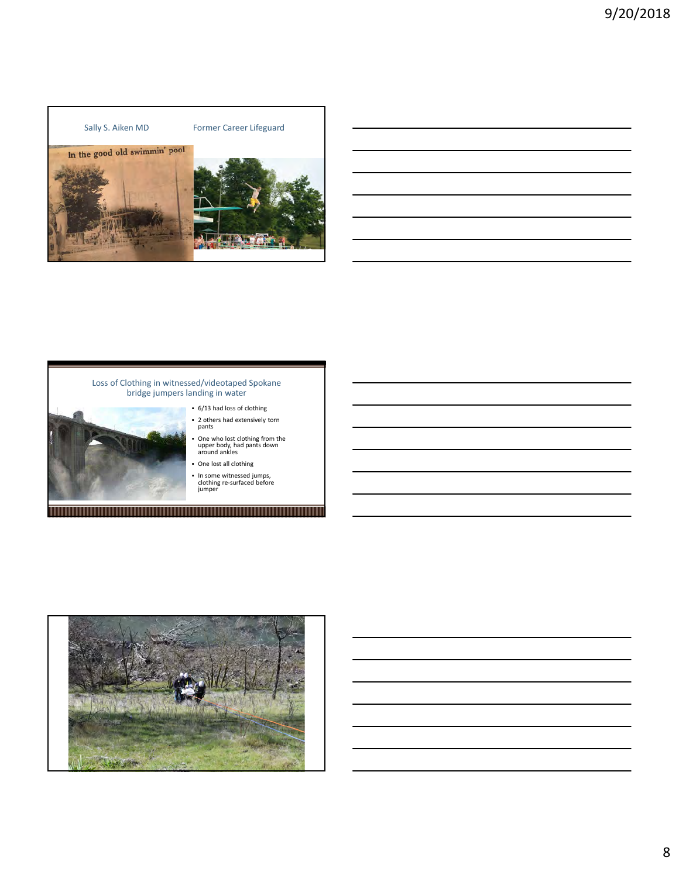Sally S. Aiken MD

Former Career Lifeguard

In the good old swimmin' pool

## Loss of Clothing in witnessed/videotaped Spokane bridge jumpers landing in water

- 6/13 had loss of clothing
- 2 others had extensively torn pants
- One who lost clothing from the upper body, had pants down around ankles
- One lost all clothing
- In some witnessed jumps, clothing re-surfaced before jumper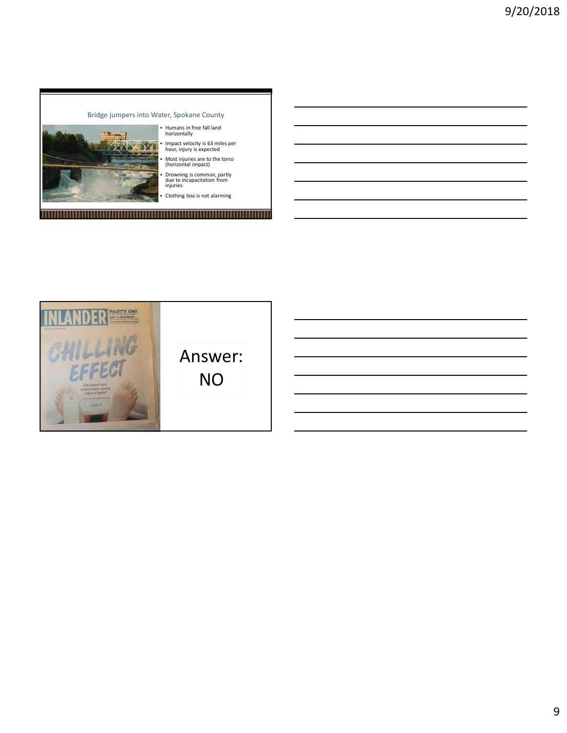## Bridge jumpers into Water, Spokane County

- Humans in free fall land horizontally
- Impact velocity is 63 miles per hour, injury is expected
- Most injuries are to the torso (horizontal impact)
- Drowning is common, partly due to incapacitation from injuries
- Clothing loss is not alarming

Answer:
NO